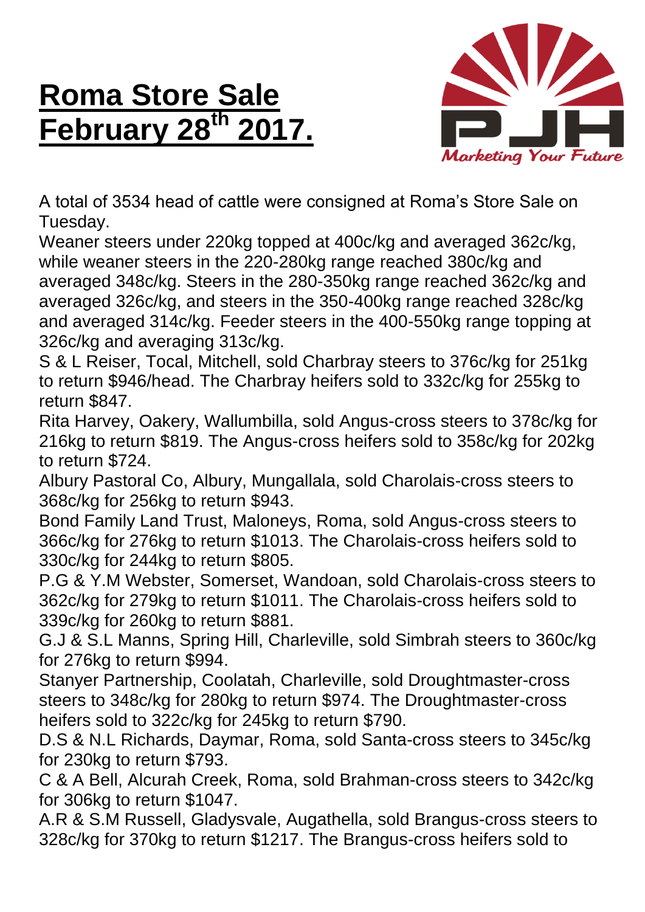# **Roma Store Sale February 28th 2017.**

A total of 3534 head of cattle were consigned at Roma's Store Sale on Tuesday.

Weaner steers under 220kg topped at 400c/kg and averaged 362c/kg, while weaner steers in the 220-280kg range reached 380c/kg and averaged 348c/kg. Steers in the 280-350kg range reached 362c/kg and averaged 326c/kg, and steers in the 350-400kg range reached 328c/kg and averaged 314c/kg. Feeder steers in the 400-550kg range topping at 326c/kg and averaging 313c/kg.

S & L Reiser, Tocal, Mitchell, sold Charbray steers to 376c/kg for 251kg to return $946/head. The Charbray heifers sold to 332c/kg for 255kg to return $847.

Rita Harvey, Oakery, Wallumbilla, sold Angus-cross steers to 378c/kg for 216kg to return $819. The Angus-cross heifers sold to 358c/kg for 202kg to return $724.

Albury Pastoral Co, Albury, Mungallala, sold Charolais-cross steers to 368c/kg for 256kg to return $943.

Bond Family Land Trust, Maloneys, Roma, sold Angus-cross steers to 366c/kg for 276kg to return $1013. The Charolais-cross heifers sold to 330c/kg for 244kg to return $805.

P.G & Y.M Webster, Somerset, Wandoan, sold Charolais-cross steers to 362c/kg for 279kg to return $1011. The Charolais-cross heifers sold to 339c/kg for 260kg to return $881.

G.J & S.L Manns, Spring Hill, Charleville, sold Simbrah steers to 360c/kg for 276kg to return $994.

Stanyer Partnership, Coolatah, Charleville, sold Droughtmaster-cross steers to 348c/kg for 280kg to return $974. The Droughtmaster-cross heifers sold to 322c/kg for 245kg to return $790.

D.S & N.L Richards, Daymar, Roma, sold Santa-cross steers to 345c/kg for 230kg to return $793.

C & A Bell, Alcurah Creek, Roma, sold Brahman-cross steers to 342c/kg for 306kg to return $1047.

A.R & S.M Russell, Gladysvale, Augathella, sold Brangus-cross steers to 328c/kg for 370kg to return $1217. The Brangus-cross heifers sold to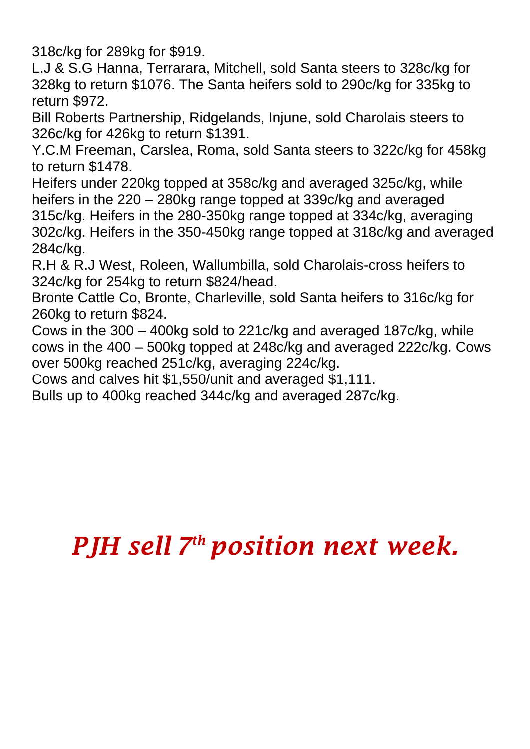318c/kg for 289kg for $919.

L.J & S.G Hanna, Terrarara, Mitchell, sold Santa steers to 328c/kg for 328kg to return $1076. The Santa heifers sold to 290c/kg for 335kg to return $972.

Bill Roberts Partnership, Ridgelands, Injune, sold Charolais steers to 326c/kg for 426kg to return $1391.

Y.C.M Freeman, Carslea, Roma, sold Santa steers to 322c/kg for 458kg to return $1478.

Heifers under 220kg topped at 358c/kg and averaged 325c/kg, while heifers in the 220 – 280kg range topped at 339c/kg and averaged 315c/kg. Heifers in the 280-350kg range topped at 334c/kg, averaging 302c/kg. Heifers in the 350-450kg range topped at 318c/kg and averaged 284c/kg.

R.H & R.J West, Roleen, Wallumbilla, sold Charolais-cross heifers to 324c/kg for 254kg to return $824/head.

Bronte Cattle Co, Bronte, Charleville, sold Santa heifers to 316c/kg for 260kg to return $824.

Cows in the 300 – 400kg sold to 221c/kg and averaged 187c/kg, while cows in the 400 – 500kg topped at 248c/kg and averaged 222c/kg. Cows over 500kg reached 251c/kg, averaging 224c/kg.

Cows and calves hit $1,550/unit and averaged $1,111.

Bulls up to 400kg reached 344c/kg and averaged 287c/kg.

***PJH sell 7th position next week.***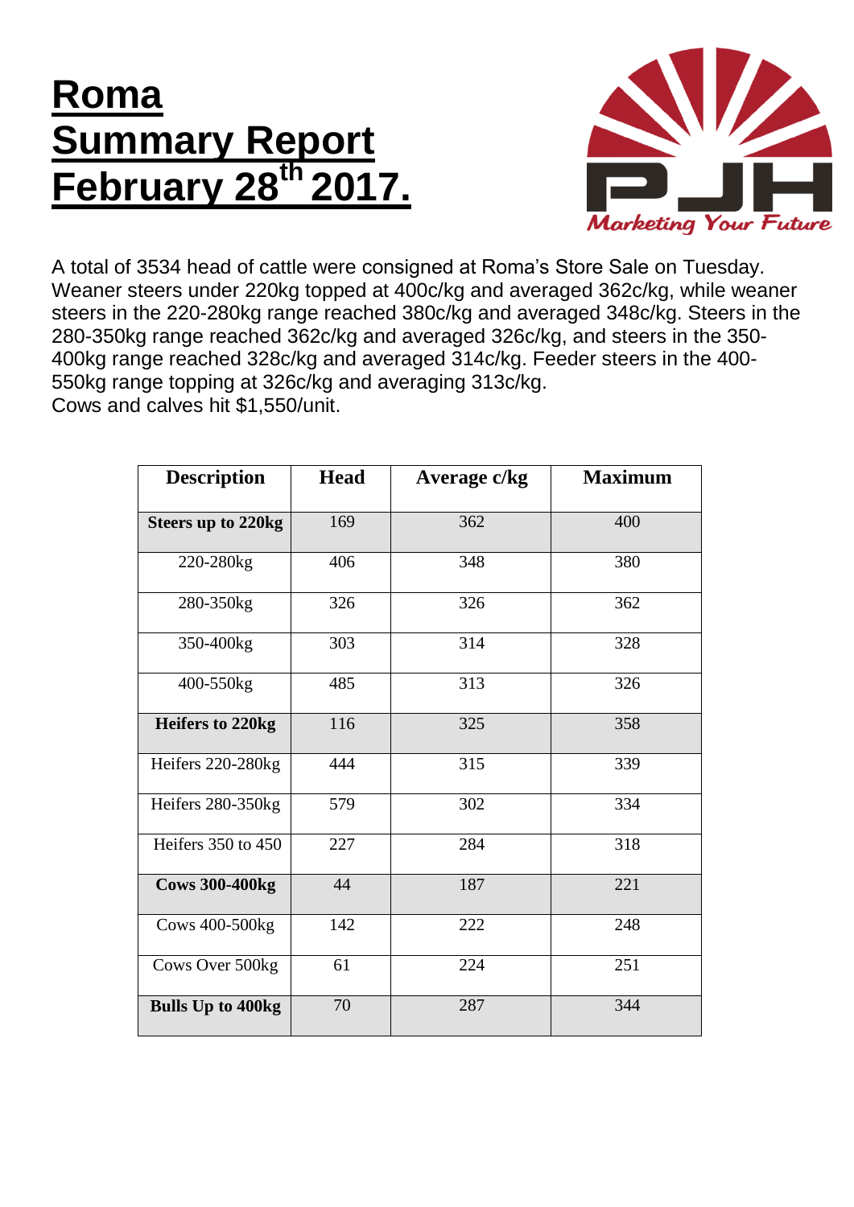# Roma Summary Report February 28th 2017.

PJH
Marketing Your Future

A total of 3534 head of cattle were consigned at Roma's Store Sale on Tuesday. Weaner steers under 220kg topped at 400c/kg and averaged 362c/kg, while weaner steers in the 220-280kg range reached 380c/kg and averaged 348c/kg. Steers in the 280-350kg range reached 362c/kg and averaged 326c/kg, and steers in the 350-400kg range reached 328c/kg and averaged 314c/kg. Feeder steers in the 400-550kg range topping at 326c/kg and averaging 313c/kg.
Cows and calves hit $1,550/unit.

| Description | Head | Average c/kg | Maximum |
|---|---|---|---|
| **Steers up to 220kg** | 169 | 362 | 400 |
| 220-280kg | 406 | 348 | 380 |
| 280-350kg | 326 | 326 | 362 |
| 350-400kg | 303 | 314 | 328 |
| 400-550kg | 485 | 313 | 326 |
| **Heifers to 220kg** | 116 | 325 | 358 |
| Heifers 220-280kg | 444 | 315 | 339 |
| Heifers 280-350kg | 579 | 302 | 334 |
| Heifers 350 to 450 | 227 | 284 | 318 |
| **Cows 300-400kg** | 44 | 187 | 221 |
| Cows 400-500kg | 142 | 222 | 248 |
| Cows Over 500kg | 61 | 224 | 251 |
| **Bulls Up to 400kg** | 70 | 287 | 344 |